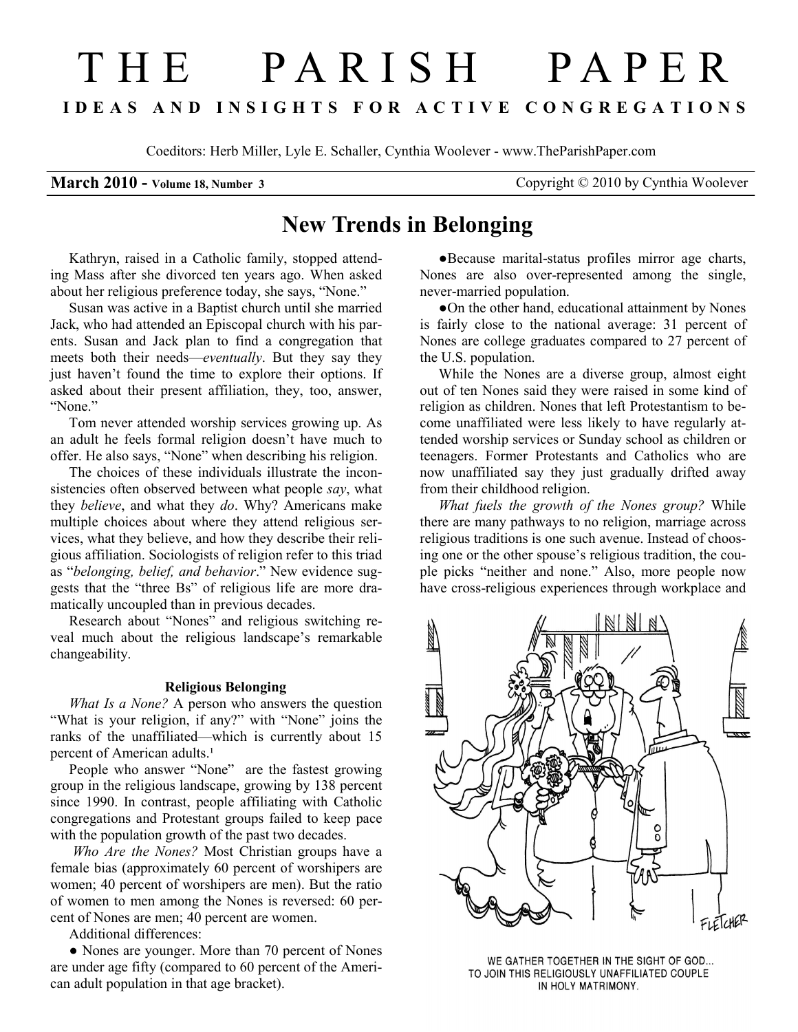# THE PARISH PAPER

**IDEAS AND INSIGHTS FOR ACTIVE CONGREGATIONS**

Coeditors: Herb Miller, Lyle E. Schaller, Cynthia Woolever - www.TheParishPaper.com

**March 2010 - Volume 18, Number 3** Copyright © 2010 by Cynthia Woolever

## New Trends in Belonging

Kathryn, raised in a Catholic family, stopped attending Mass after she divorced ten years ago. When asked about her religious preference today, she says, "None."

Susan was active in a Baptist church until she married Jack, who had attended an Episcopal church with his parents. Susan and Jack plan to find a congregation that meets both their needs—*eventually*. But they say they just haven't found the time to explore their options. If asked about their present affiliation, they, too, answer, "None."

Tom never attended worship services growing up. As an adult he feels formal religion doesn't have much to offer. He also says, "None" when describing his religion.

The choices of these individuals illustrate the inconsistencies often observed between what people *say*, what they *believe*, and what they *do*. Why? Americans make multiple choices about where they attend religious services, what they believe, and how they describe their religious affiliation. Sociologists of religion refer to this triad as "*belonging, belief, and behavior*." New evidence suggests that the "three Bs" of religious life are more dramatically uncoupled than in previous decades.

Research about "Nones" and religious switching reveal much about the religious landscape's remarkable changeability.

### Religious Belonging

*What Is a None?* A person who answers the question "What is your religion, if any?" with "None" joins the ranks of the unaffiliated—which is currently about 15 percent of American adults.[1]

People who answer "None" are the fastest growing group in the religious landscape, growing by 138 percent since 1990. In contrast, people affiliating with Catholic congregations and Protestant groups failed to keep pace with the population growth of the past two decades.

*Who Are the Nones?* Most Christian groups have a female bias (approximately 60 percent of worshipers are women; 40 percent of worshipers are men). But the ratio of women to men among the Nones is reversed: 60 percent of Nones are men; 40 percent are women.

Additional differences:

- Nones are younger. More than 70 percent of Nones are under age fifty (compared to 60 percent of the American adult population in that age bracket).
- Because marital-status profiles mirror age charts, Nones are also over-represented among the single, never-married population.
- On the other hand, educational attainment by Nones is fairly close to the national average: 31 percent of Nones are college graduates compared to 27 percent of the U.S. population.

While the Nones are a diverse group, almost eight out of ten Nones said they were raised in some kind of religion as children. Nones that left Protestantism to become unaffiliated were less likely to have regularly attended worship services or Sunday school as children or teenagers. Former Protestants and Catholics who are now unaffiliated say they just gradually drifted away from their childhood religion.

*What fuels the growth of the Nones group?* While there are many pathways to no religion, marriage across religious traditions is one such avenue. Instead of choosing one or the other spouse's religious tradition, the couple picks "neither and none." Also, more people now have cross-religious experiences through workplace and

WE GATHER TOGETHER IN THE SIGHT OF GOD... TO JOIN THIS RELIGIOUSLY UNAFFILIATED COUPLE IN HOLY MATRIMONY.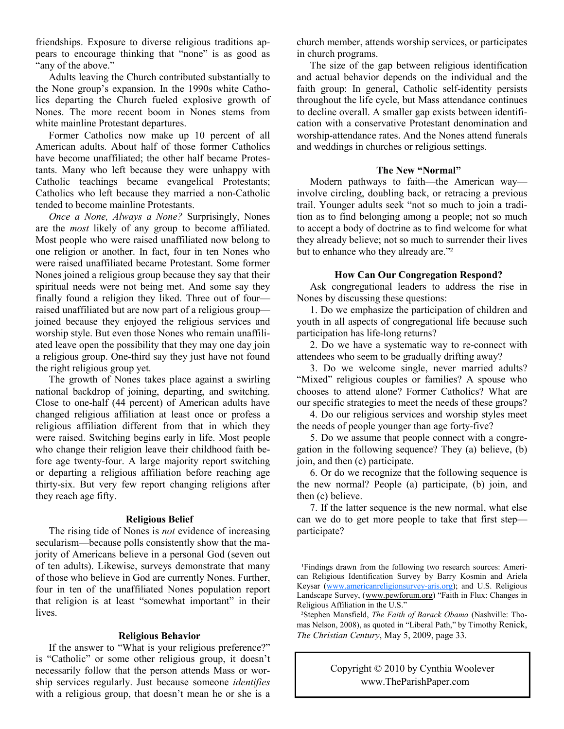friendships. Exposure to diverse religious traditions appears to encourage thinking that "none" is as good as "any of the above."

Adults leaving the Church contributed substantially to the None group's expansion. In the 1990s white Catholics departing the Church fueled explosive growth of Nones. The more recent boom in Nones stems from white mainline Protestant departures.

Former Catholics now make up 10 percent of all American adults. About half of those former Catholics have become unaffiliated; the other half became Protestants. Many who left because they were unhappy with Catholic teachings became evangelical Protestants; Catholics who left because they married a non-Catholic tended to become mainline Protestants.

*Once a None, Always a None?* Surprisingly, Nones are the *most* likely of any group to become affiliated. Most people who were raised unaffiliated now belong to one religion or another. In fact, four in ten Nones who were raised unaffiliated became Protestant. Some former Nones joined a religious group because they say that their spiritual needs were not being met. And some say they finally found a religion they liked. Three out of four—raised unaffiliated but are now part of a religious group—joined because they enjoyed the religious services and worship style. But even those Nones who remain unaffiliated leave open the possibility that they may one day join a religious group. One-third say they just have not found the right religious group yet.

The growth of Nones takes place against a swirling national backdrop of joining, departing, and switching. Close to one-half (44 percent) of American adults have changed religious affiliation at least once or profess a religious affiliation different from that in which they were raised. Switching begins early in life. Most people who change their religion leave their childhood faith before age twenty-four. A large majority report switching or departing a religious affiliation before reaching age thirty-six. But very few report changing religions after they reach age fifty.

### Religious Belief

The rising tide of Nones is *not* evidence of increasing secularism—because polls consistently show that the majority of Americans believe in a personal God (seven out of ten adults). Likewise, surveys demonstrate that many of those who believe in God are currently Nones. Further, four in ten of the unaffiliated Nones population report that religion is at least "somewhat important" in their lives.

### Religious Behavior

If the answer to "What is your religious preference?" is "Catholic" or some other religious group, it doesn't necessarily follow that the person attends Mass or worship services regularly. Just because someone *identifies* with a religious group, that doesn't mean he or she is a church member, attends worship services, or participates in church programs.

The size of the gap between religious identification and actual behavior depends on the individual and the faith group: In general, Catholic self-identity persists throughout the life cycle, but Mass attendance continues to decline overall. A smaller gap exists between identification with a conservative Protestant denomination and worship-attendance rates. And the Nones attend funerals and weddings in churches or religious settings.

### The New "Normal"

Modern pathways to faith—the American way—involve circling, doubling back, or retracing a previous trail. Younger adults seek "not so much to join a tradition as to find belonging among a people; not so much to accept a body of doctrine as to find welcome for what they already believe; not so much to surrender their lives but to enhance who they already are."[2]

### How Can Our Congregation Respond?

Ask congregational leaders to address the rise in Nones by discussing these questions:

1. Do we emphasize the participation of children and youth in all aspects of congregational life because such participation has life-long returns?

2. Do we have a systematic way to re-connect with attendees who seem to be gradually drifting away?

3. Do we welcome single, never married adults? "Mixed" religious couples or families? A spouse who chooses to attend alone? Former Catholics? What are our specific strategies to meet the needs of these groups?

4. Do our religious services and worship styles meet the needs of people younger than age forty-five?

5. Do we assume that people connect with a congregation in the following sequence? They (a) believe, (b) join, and then (c) participate.

6. Or do we recognize that the following sequence is the new normal? People (a) participate, (b) join, and then (c) believe.

7. If the latter sequence is the new normal, what else can we do to get more people to take that first step—participate?

[1]Findings drawn from the following two research sources: American Religious Identification Survey by Barry Kosmin and Ariela Keysar (www.americanreligionsurvey-aris.org); and U.S. Religious Landscape Survey, (www.pewforum.org) "Faith in Flux: Changes in Religious Affiliation in the U.S."

[2]Stephen Mansfield, *The Faith of Barack Obama* (Nashville: Thomas Nelson, 2008), as quoted in "Liberal Path," by Timothy Renick, *The Christian Century*, May 5, 2009, page 33.

Copyright © 2010 by Cynthia Woolever
www.TheParishPaper.com